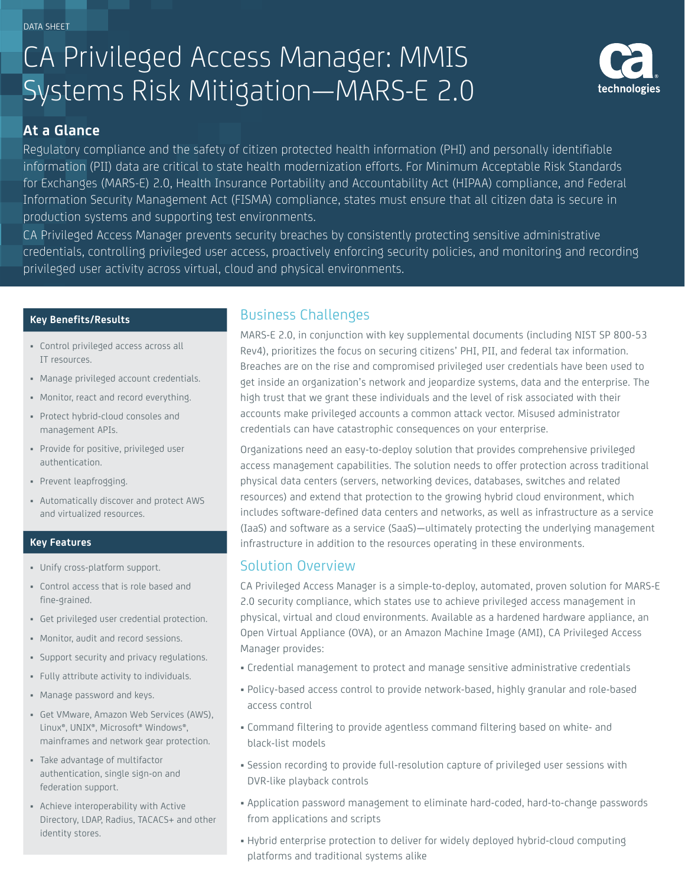DATA SHEET

# CA Privileged Access Manager: MMIS Systems Risk Mitigation—MARS-E 2.0

## At a Glance

Regulatory compliance and the safety of citizen protected health information (PHI) and personally identifiable information (PII) data are critical to state health modernization efforts. For Minimum Acceptable Risk Standards for Exchanges (MARS-E) 2.0, Health Insurance Portability and Accountability Act (HIPAA) compliance, and Federal Information Security Management Act (FISMA) compliance, states must ensure that all citizen data is secure in production systems and supporting test environments.

CA Privileged Access Manager prevents security breaches by consistently protecting sensitive administrative credentials, controlling privileged user access, proactively enforcing security policies, and monitoring and recording privileged user activity across virtual, cloud and physical environments.

### Key Benefits/Results

- Control privileged access across all IT resources.
- Manage privileged account credentials.
- Monitor, react and record everything.
- Protect hybrid-cloud consoles and management APIs.
- Provide for positive, privileged user authentication.
- Prevent leapfrogging.
- Automatically discover and protect AWS and virtualized resources.

### Key Features

- Unify cross-platform support.
- Control access that is role based and fine-grained.
- Get privileged user credential protection.
- Monitor, audit and record sessions.
- Support security and privacy regulations.
- Fully attribute activity to individuals.
- Manage password and keys.
- Get VMware, Amazon Web Services (AWS), Linux®, UNIX®, Microsoft® Windows®, mainframes and network gear protection.
- Take advantage of multifactor authentication, single sign-on and federation support.
- Achieve interoperability with Active Directory, LDAP, Radius, TACACS+ and other identity stores.

## Business Challenges

MARS-E 2.0, in conjunction with key supplemental documents (including NIST SP 800-53 Rev4), prioritizes the focus on securing citizens' PHI, PII, and federal tax information. Breaches are on the rise and compromised privileged user credentials have been used to get inside an organization's network and jeopardize systems, data and the enterprise. The high trust that we grant these individuals and the level of risk associated with their accounts make privileged accounts a common attack vector. Misused administrator credentials can have catastrophic consequences on your enterprise.

Organizations need an easy-to-deploy solution that provides comprehensive privileged access management capabilities. The solution needs to offer protection across traditional physical data centers (servers, networking devices, databases, switches and related resources) and extend that protection to the growing hybrid cloud environment, which includes software-defined data centers and networks, as well as infrastructure as a service (IaaS) and software as a service (SaaS)—ultimately protecting the underlying management infrastructure in addition to the resources operating in these environments.

## Solution Overview

CA Privileged Access Manager is a simple-to-deploy, automated, proven solution for MARS-E 2.0 security compliance, which states use to achieve privileged access management in physical, virtual and cloud environments. Available as a hardened hardware appliance, an Open Virtual Appliance (OVA), or an Amazon Machine Image (AMI), CA Privileged Access Manager provides:

- Credential management to protect and manage sensitive administrative credentials
- Policy-based access control to provide network-based, highly granular and role-based access control
- Command filtering to provide agentless command filtering based on white- and black-list models
- Session recording to provide full-resolution capture of privileged user sessions with DVR-like playback controls
- Application password management to eliminate hard-coded, hard-to-change passwords from applications and scripts
- Hybrid enterprise protection to deliver for widely deployed hybrid-cloud computing platforms and traditional systems alike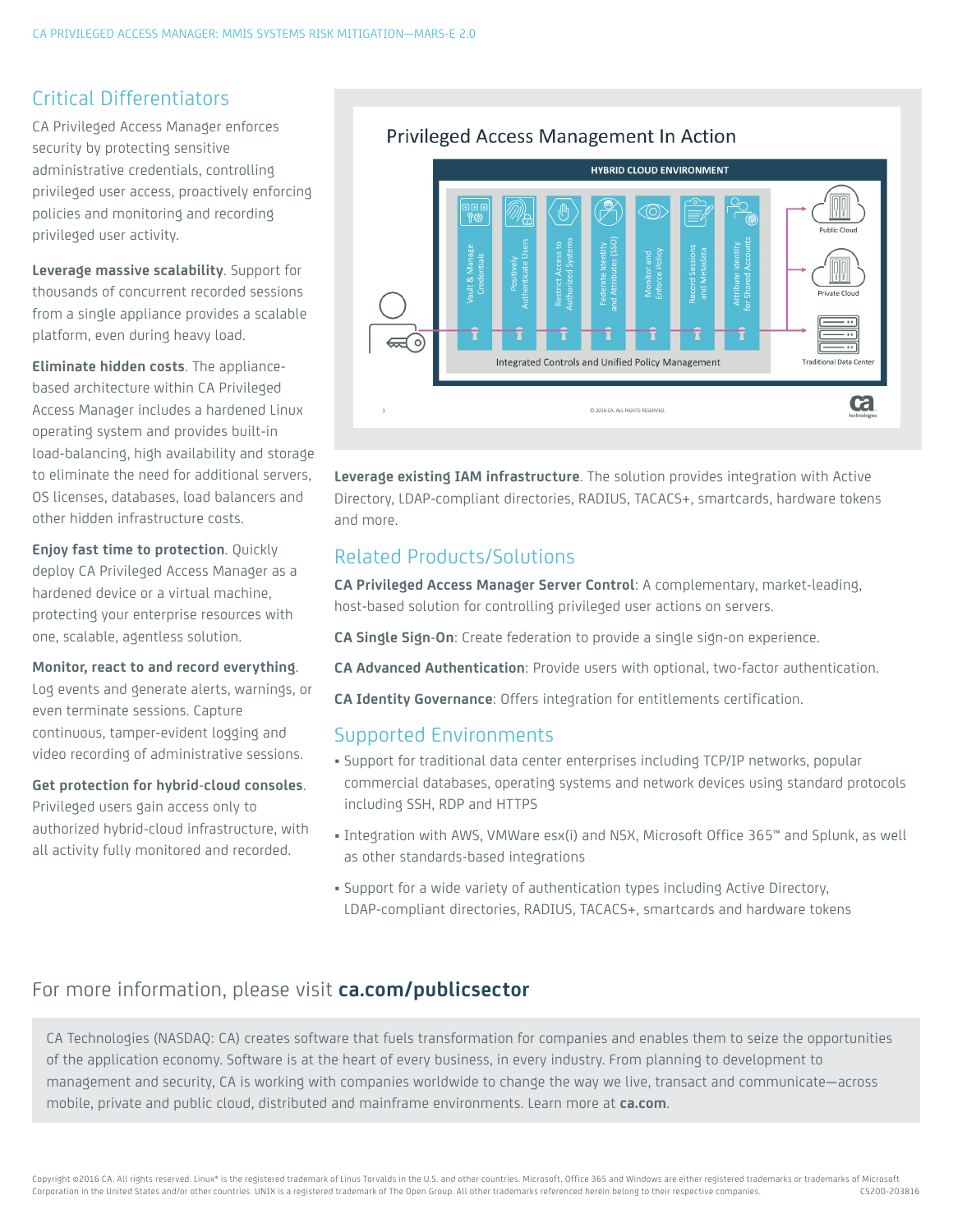## Critical Differentiators

CA Privileged Access Manager enforces security by protecting sensitive administrative credentials, controlling privileged user access, proactively enforcing policies and monitoring and recording privileged user activity.

**Leverage massive scalability**. Support for thousands of concurrent recorded sessions from a single appliance provides a scalable platform, even during heavy load.

**Eliminate hidden costs**. The appliance-based architecture within CA Privileged Access Manager includes a hardened Linux operating system and provides built-in load-balancing, high availability and storage to eliminate the need for additional servers, OS licenses, databases, load balancers and other hidden infrastructure costs.

**Enjoy fast time to protection**. Quickly deploy CA Privileged Access Manager as a hardened device or a virtual machine, protecting your enterprise resources with one, scalable, agentless solution.

**Monitor, react to and record everything**. Log events and generate alerts, warnings, or even terminate sessions. Capture continuous, tamper-evident logging and video recording of administrative sessions.

**Get protection for hybrid-cloud consoles**. Privileged users gain access only to authorized hybrid-cloud infrastructure, with all activity fully monitored and recorded.

Privileged Access Management In Action

HYBRID CLOUD ENVIRONMENT

Vault & Manage Credentials

Positively Authenticate Users

Restrict Access to Authorized Systems

Federate Identity and Attributes (SSO)

Monitor and Enforce Policy

Record Sessions and Metadata

Attribute Identity for Shared Accounts

Integrated Controls and Unified Policy Management

Public Cloud

Private Cloud

Traditional Data Center

© 2016 CA. ALL RIGHTS RESERVED.

**Leverage existing IAM infrastructure**. The solution provides integration with Active Directory, LDAP-compliant directories, RADIUS, TACACS+, smartcards, hardware tokens and more.

## Related Products/Solutions

**CA Privileged Access Manager Server Control**: A complementary, market-leading, host-based solution for controlling privileged user actions on servers.

**CA Single Sign-On**: Create federation to provide a single sign-on experience.

**CA Advanced Authentication**: Provide users with optional, two-factor authentication.

**CA Identity Governance**: Offers integration for entitlements certification.

## Supported Environments

- Support for traditional data center enterprises including TCP/IP networks, popular commercial databases, operating systems and network devices using standard protocols including SSH, RDP and HTTPS
- Integration with AWS, VMWare esx(i) and NSX, Microsoft Office 365™ and Splunk, as well as other standards-based integrations
- Support for a wide variety of authentication types including Active Directory, LDAP-compliant directories, RADIUS, TACACS+, smartcards and hardware tokens

For more information, please visit **ca.com/publicsector**

CA Technologies (NASDAQ: CA) creates software that fuels transformation for companies and enables them to seize the opportunities of the application economy. Software is at the heart of every business, in every industry. From planning to development to management and security, CA is working with companies worldwide to change the way we live, transact and communicate—across mobile, private and public cloud, distributed and mainframe environments. Learn more at **ca.com**.

Copyright ©2016 CA. All rights reserved. Linux® is the registered trademark of Linus Torvalds in the U.S. and other countries. Microsoft, Office 365 and Windows are either registered trademarks or trademarks of Microsoft Corporation in the United States and/or other countries. UNIX is a registered trademark of The Open Group. All other trademarks referenced herein belong to their respective companies. CS200-203816